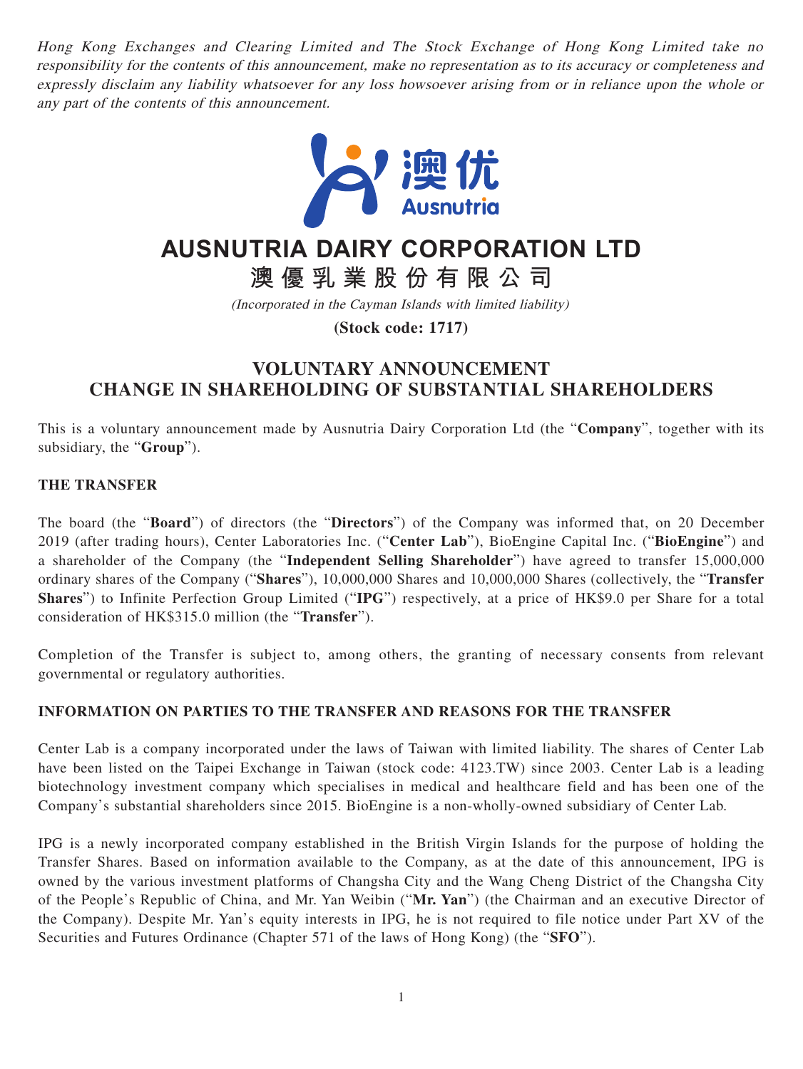*Hong Kong Exchanges and Clearing Limited and The Stock Exchange of Hong Kong Limited take no responsibility for the contents of this announcement, make no representation as to its accuracy or completeness and expressly disclaim any liability whatsoever for any loss howsoever arising from or in reliance upon the whole or any part of the contents of this announcement.*

# AUSNUTRIA DAIRY CORPORATION LTD

# 澳優乳業股份有限公司

*(Incorporated in the Cayman Islands with limited liability)*

**(Stock code: 1717)**

## VOLUNTARY ANNOUNCEMENT
## CHANGE IN SHAREHOLDING OF SUBSTANTIAL SHAREHOLDERS

This is a voluntary announcement made by Ausnutria Dairy Corporation Ltd (the "**Company**", together with its subsidiary, the "**Group**").

### THE TRANSFER

The board (the "**Board**") of directors (the "**Directors**") of the Company was informed that, on 20 December 2019 (after trading hours), Center Laboratories Inc. ("**Center Lab**"), BioEngine Capital Inc. ("**BioEngine**") and a shareholder of the Company (the "**Independent Selling Shareholder**") have agreed to transfer 15,000,000 ordinary shares of the Company ("**Shares**"), 10,000,000 Shares and 10,000,000 Shares (collectively, the "**Transfer Shares**") to Infinite Perfection Group Limited ("**IPG**") respectively, at a price of HK$9.0 per Share for a total consideration of HK$315.0 million (the "**Transfer**").

Completion of the Transfer is subject to, among others, the granting of necessary consents from relevant governmental or regulatory authorities.

### INFORMATION ON PARTIES TO THE TRANSFER AND REASONS FOR THE TRANSFER

Center Lab is a company incorporated under the laws of Taiwan with limited liability. The shares of Center Lab have been listed on the Taipei Exchange in Taiwan (stock code: 4123.TW) since 2003. Center Lab is a leading biotechnology investment company which specialises in medical and healthcare field and has been one of the Company's substantial shareholders since 2015. BioEngine is a non-wholly-owned subsidiary of Center Lab.

IPG is a newly incorporated company established in the British Virgin Islands for the purpose of holding the Transfer Shares. Based on information available to the Company, as at the date of this announcement, IPG is owned by the various investment platforms of Changsha City and the Wang Cheng District of the Changsha City of the People's Republic of China, and Mr. Yan Weibin ("**Mr. Yan**") (the Chairman and an executive Director of the Company). Despite Mr. Yan's equity interests in IPG, he is not required to file notice under Part XV of the Securities and Futures Ordinance (Chapter 571 of the laws of Hong Kong) (the "**SFO**").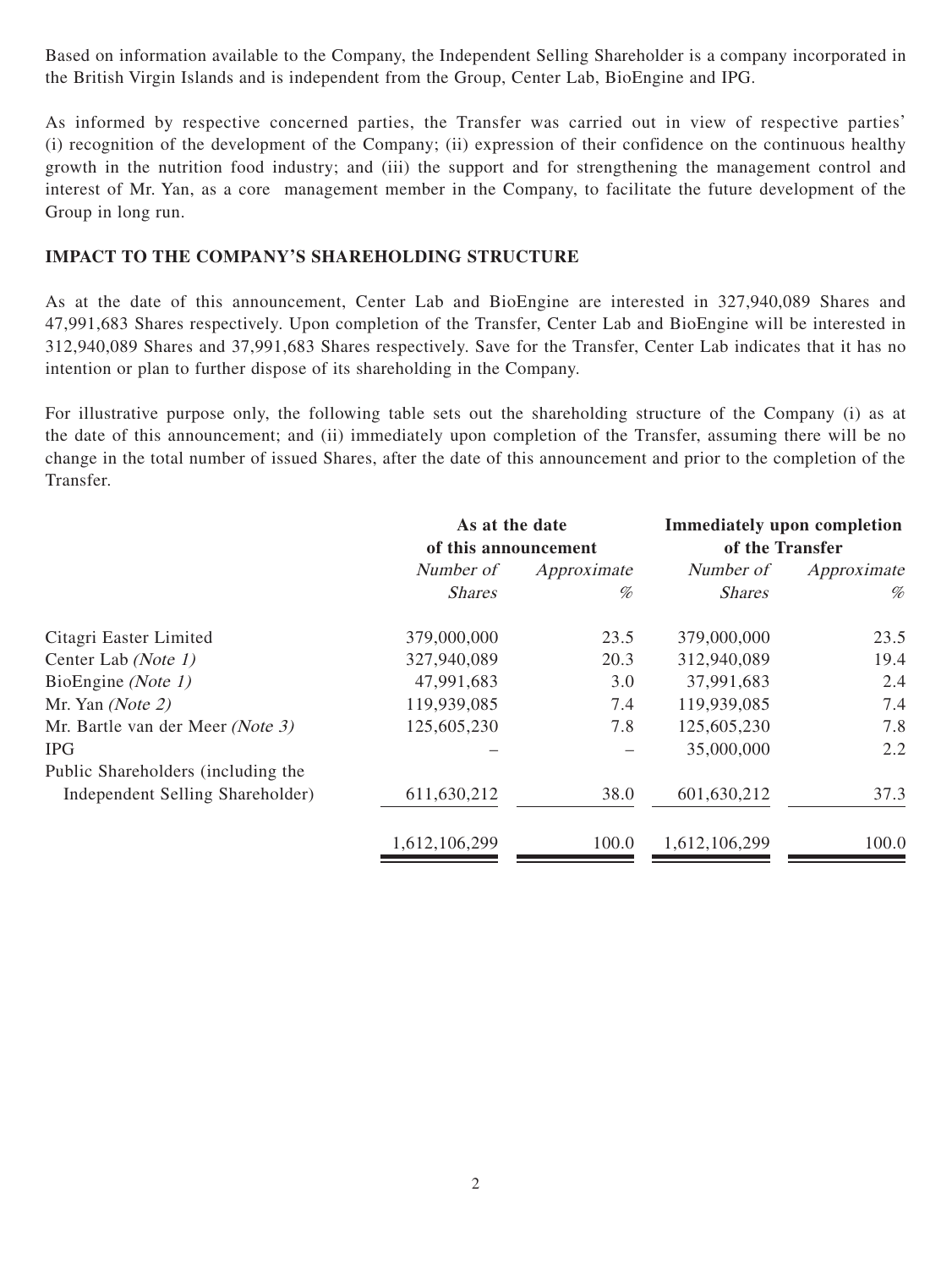Based on information available to the Company, the Independent Selling Shareholder is a company incorporated in the British Virgin Islands and is independent from the Group, Center Lab, BioEngine and IPG.

As informed by respective concerned parties, the Transfer was carried out in view of respective parties' (i) recognition of the development of the Company; (ii) expression of their confidence on the continuous healthy growth in the nutrition food industry; and (iii) the support and for strengthening the management control and interest of Mr. Yan, as a core management member in the Company, to facilitate the future development of the Group in long run.

**IMPACT TO THE COMPANY'S SHAREHOLDING STRUCTURE**

As at the date of this announcement, Center Lab and BioEngine are interested in 327,940,089 Shares and 47,991,683 Shares respectively. Upon completion of the Transfer, Center Lab and BioEngine will be interested in 312,940,089 Shares and 37,991,683 Shares respectively. Save for the Transfer, Center Lab indicates that it has no intention or plan to further dispose of its shareholding in the Company.

For illustrative purpose only, the following table sets out the shareholding structure of the Company (i) as at the date of this announcement; and (ii) immediately upon completion of the Transfer, assuming there will be no change in the total number of issued Shares, after the date of this announcement and prior to the completion of the Transfer.

| | **As at the date of this announcement** | | **Immediately upon completion of the Transfer** | |
|---|---|---|---|---|
| | *Number of Shares* | *Approximate %* | *Number of Shares* | *Approximate %* |
| Citagri Easter Limited | 379,000,000 | 23.5 | 379,000,000 | 23.5 |
| Center Lab *(Note 1)* | 327,940,089 | 20.3 | 312,940,089 | 19.4 |
| BioEngine *(Note 1)* | 47,991,683 | 3.0 | 37,991,683 | 2.4 |
| Mr. Yan *(Note 2)* | 119,939,085 | 7.4 | 119,939,085 | 7.4 |
| Mr. Bartle van der Meer *(Note 3)* | 125,605,230 | 7.8 | 125,605,230 | 7.8 |
| IPG | – | – | 35,000,000 | 2.2 |
| Public Shareholders (including the Independent Selling Shareholder) | 611,630,212 | 38.0 | 601,630,212 | 37.3 |
| | 1,612,106,299 | 100.0 | 1,612,106,299 | 100.0 |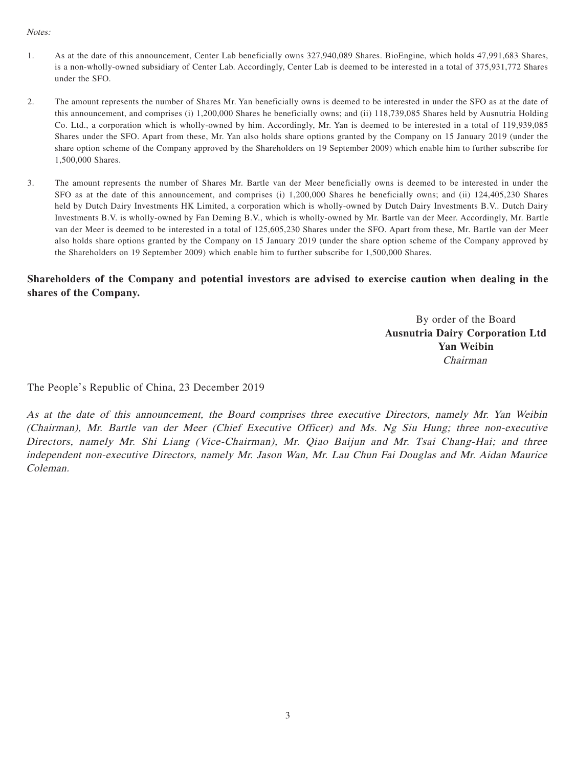*Notes:*

1. As at the date of this announcement, Center Lab beneficially owns 327,940,089 Shares. BioEngine, which holds 47,991,683 Shares, is a non-wholly-owned subsidiary of Center Lab. Accordingly, Center Lab is deemed to be interested in a total of 375,931,772 Shares under the SFO.

2. The amount represents the number of Shares Mr. Yan beneficially owns is deemed to be interested in under the SFO as at the date of this announcement, and comprises (i) 1,200,000 Shares he beneficially owns; and (ii) 118,739,085 Shares held by Ausnutria Holding Co. Ltd., a corporation which is wholly-owned by him. Accordingly, Mr. Yan is deemed to be interested in a total of 119,939,085 Shares under the SFO. Apart from these, Mr. Yan also holds share options granted by the Company on 15 January 2019 (under the share option scheme of the Company approved by the Shareholders on 19 September 2009) which enable him to further subscribe for 1,500,000 Shares.

3. The amount represents the number of Shares Mr. Bartle van der Meer beneficially owns is deemed to be interested in under the SFO as at the date of this announcement, and comprises (i) 1,200,000 Shares he beneficially owns; and (ii) 124,405,230 Shares held by Dutch Dairy Investments HK Limited, a corporation which is wholly-owned by Dutch Dairy Investments B.V.. Dutch Dairy Investments B.V. is wholly-owned by Fan Deming B.V., which is wholly-owned by Mr. Bartle van der Meer. Accordingly, Mr. Bartle van der Meer is deemed to be interested in a total of 125,605,230 Shares under the SFO. Apart from these, Mr. Bartle van der Meer also holds share options granted by the Company on 15 January 2019 (under the share option scheme of the Company approved by the Shareholders on 19 September 2009) which enable him to further subscribe for 1,500,000 Shares.

**Shareholders of the Company and potential investors are advised to exercise caution when dealing in the shares of the Company.**

By order of the Board
**Ausnutria Dairy Corporation Ltd**
**Yan Weibin**
*Chairman*

The People's Republic of China, 23 December 2019

*As at the date of this announcement, the Board comprises three executive Directors, namely Mr. Yan Weibin (Chairman), Mr. Bartle van der Meer (Chief Executive Officer) and Ms. Ng Siu Hung; three non-executive Directors, namely Mr. Shi Liang (Vice-Chairman), Mr. Qiao Baijun and Mr. Tsai Chang-Hai; and three independent non-executive Directors, namely Mr. Jason Wan, Mr. Lau Chun Fai Douglas and Mr. Aidan Maurice Coleman.*